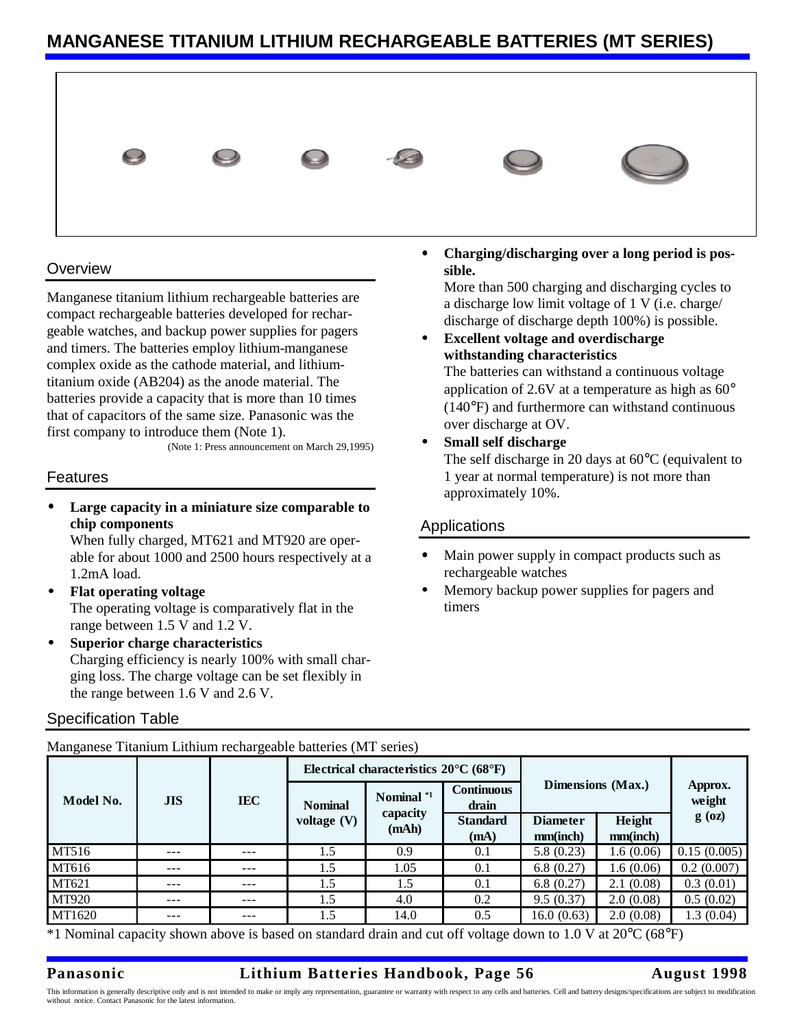# MANGANESE TITANIUM LITHIUM RECHARGEABLE BATTERIES (MT SERIES)

## Overview

Manganese titanium lithium rechargeable batteries are compact rechargeable batteries developed for rechargeable watches, and backup power supplies for pagers and timers. The batteries employ lithium-manganese complex oxide as the cathode material, and lithium-titanium oxide (AB204) as the anode material. The batteries provide a capacity that is more than 10 times that of capacitors of the same size. Panasonic was the first company to introduce them (Note 1).

(Note 1: Press announcement on March 29,1995)

## Features

- **Large capacity in a miniature size comparable to chip components**
  When fully charged, MT621 and MT920 are operable for about 1000 and 2500 hours respectively at a 1.2mA load.
- **Flat operating voltage**
  The operating voltage is comparatively flat in the range between 1.5 V and 1.2 V.
- **Superior charge characteristics**
  Charging efficiency is nearly 100% with small charging loss. The charge voltage can be set flexibly in the range between 1.6 V and 2.6 V.
- **Charging/discharging over a long period is possible.**
  More than 500 charging and discharging cycles to a discharge low limit voltage of 1 V (i.e. charge/discharge of discharge depth 100%) is possible.
- **Excellent voltage and overdischarge withstanding characteristics**
  The batteries can withstand a continuous voltage application of 2.6V at a temperature as high as 60° (140°F) and furthermore can withstand continuous over discharge at OV.
- **Small self discharge**
  The self discharge in 20 days at 60°C (equivalent to 1 year at normal temperature) is not more than approximately 10%.

## Applications

- Main power supply in compact products such as rechargeable watches
- Memory backup power supplies for pagers and timers

## Specification Table

Manganese Titanium Lithium rechargeable batteries (MT series)

| Model No. | JIS | IEC | Electrical characteristics 20°C (68°F) | | | Dimensions (Max.) | | Approx. weight g (oz) |
|---|---|---|---|---|---|---|---|---|
| | | | Nominal voltage (V) | Nominal *1 capacity (mAh) | Continuous drain Standard (mA) | Diameter mm(inch) | Height mm(inch) | |
| MT516 | --- | --- | 1.5 | 0.9 | 0.1 | 5.8 (0.23) | 1.6 (0.06) | 0.15 (0.005) |
| MT616 | --- | --- | 1.5 | 1.05 | 0.1 | 6.8 (0.27) | 1.6 (0.06) | 0.2 (0.007) |
| MT621 | --- | --- | 1.5 | 1.5 | 0.1 | 6.8 (0.27) | 2.1 (0.08) | 0.3 (0.01) |
| MT920 | --- | --- | 1.5 | 4.0 | 0.2 | 9.5 (0.37) | 2.0 (0.08) | 0.5 (0.02) |
| MT1620 | --- | --- | 1.5 | 14.0 | 0.5 | 16.0 (0.63) | 2.0 (0.08) | 1.3 (0.04) |

*1 Nominal capacity shown above is based on standard drain and cut off voltage down to 1.0 V at 20°C (68°F)

This information is generally descriptive only and is not intended to make or imply any representation, guarantee or warranty with respect to any cells and batteries. Cell and battery designs/specifications are subject to modification without notice. Contact Panasonic for the latest information.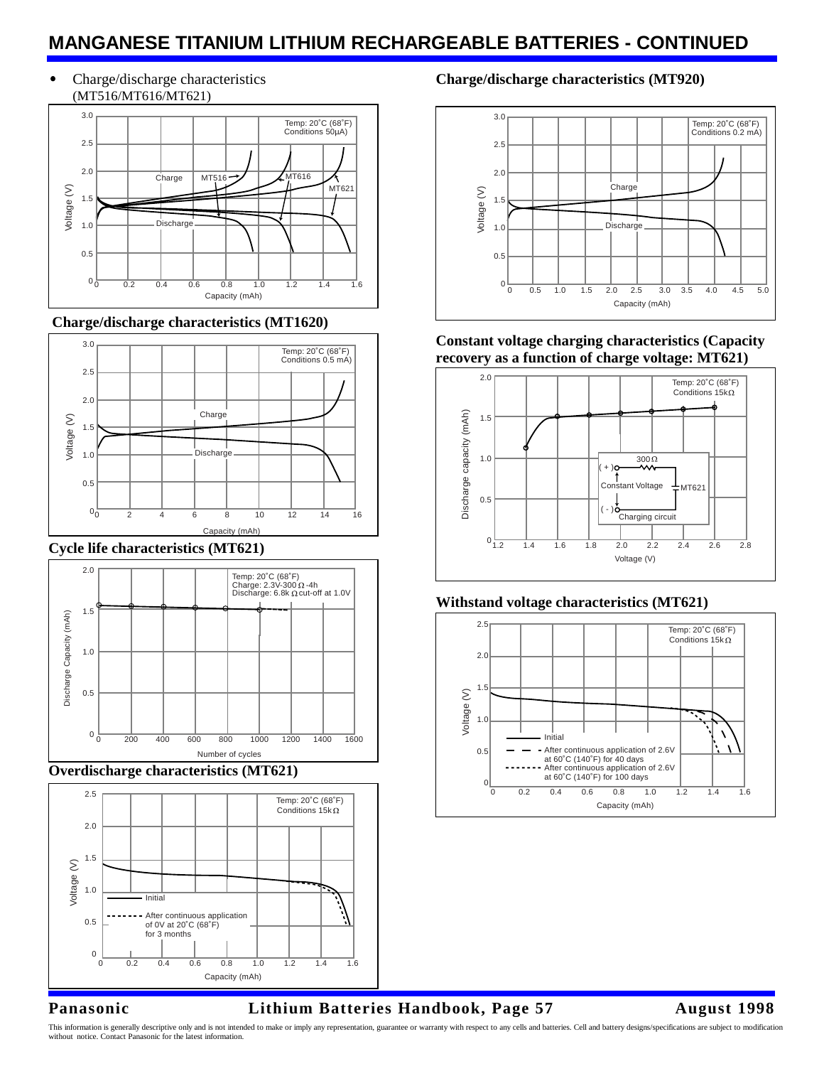# MANGANESE TITANIUM LITHIUM RECHARGEABLE BATTERIES - CONTINUED

- Charge/discharge characteristics (MT516/MT616/MT621)

Temp: 20˚C (68˚F)
Conditions 50μA)

Charge · MT516 · MT616 · MT621 · Discharge

Voltage (V) · Capacity (mAh)

**Charge/discharge characteristics (MT1620)**

Temp: 20˚C (68˚F)
Conditions 0.5 mA)

Charge · Discharge

Voltage (V) · Capacity (mAh)

**Cycle life characteristics (MT621)**

Temp: 20˚C (68˚F)
Charge: 2.3V-300 Ω -4h
Discharge: 6.8k Ω cut-off at 1.0V

Discharge Capacity (mAh) · Number of cycles

**Overdischarge characteristics (MT621)**

Temp: 20˚C (68˚F)
Conditions 15k Ω

Initial
After continuous application of 0V at 20˚C (68˚F) for 3 months

Voltage (V) · Capacity (mAh)

**Charge/discharge characteristics (MT920)**

Temp: 20˚C (68˚F)
Conditions 0.2 mA)

Charge · Discharge

Voltage (V) · Capacity (mAh)

**Constant voltage charging characteristics (Capacity recovery as a function of charge voltage: MT621)**

Temp: 20˚C (68˚F)
Conditions 15kΩ

300 Ω · (+) · Constant Voltage · MT621 · (-) · Charging circuit

Discharge capacity (mAh) · Voltage (V)

**Withstand voltage characteristics (MT621)**

Temp: 20˚C (68˚F)
Conditions 15k Ω

Initial
After continuous application of 2.6V at 60˚C (140˚F) for 40 days
After continuous application of 2.6V at 60˚C (140˚F) for 100 days

Voltage (V) · Capacity (mAh)

This information is generally descriptive only and is not intended to make or imply any representation, guarantee or warranty with respect to any cells and batteries. Cell and battery designs/specifications are subject to modification without notice. Contact Panasonic for the latest information.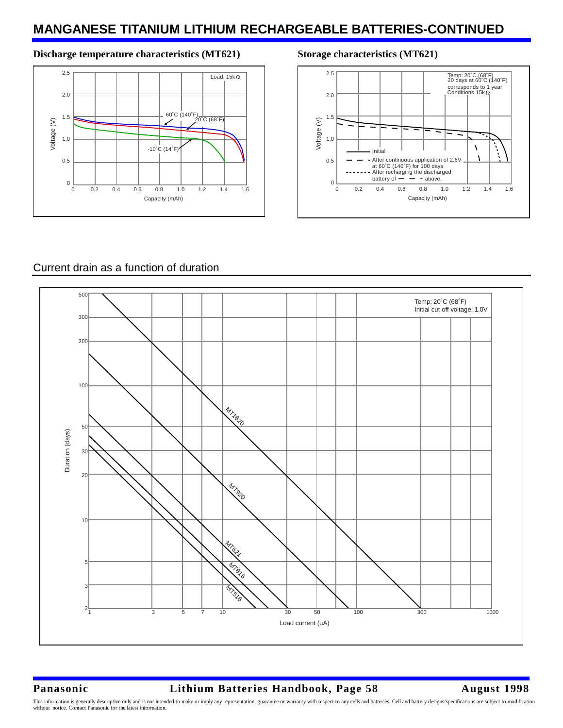# MANGANESE TITANIUM LITHIUM RECHARGEABLE BATTERIES-CONTINUED

**Discharge temperature characteristics (MT621)**

Load: 15kΩ

Voltage (V) vs. Capacity (mAh)

60˚C (140˚F)
20˚C (68˚F)
-10˚C (14˚F)

**Storage characteristics (MT621)**

Temp: 20˚C (68˚F)
20 days at 60˚C (140˚F) corresponds to 1 year
Conditions 15kΩ

Voltage (V) vs. Capacity (mAh)

- Initial
- After continuous application of 2.6V at 60˚C (140˚F) for 100 days
- After recharging the discharged battery of above.

## Current drain as a function of duration

Temp: 20˚C (68˚F)
Initial cut off voltage: 1.0V

Duration (days) vs. Load current (μA)

MT1620, MT920, MT621, MT616, MT516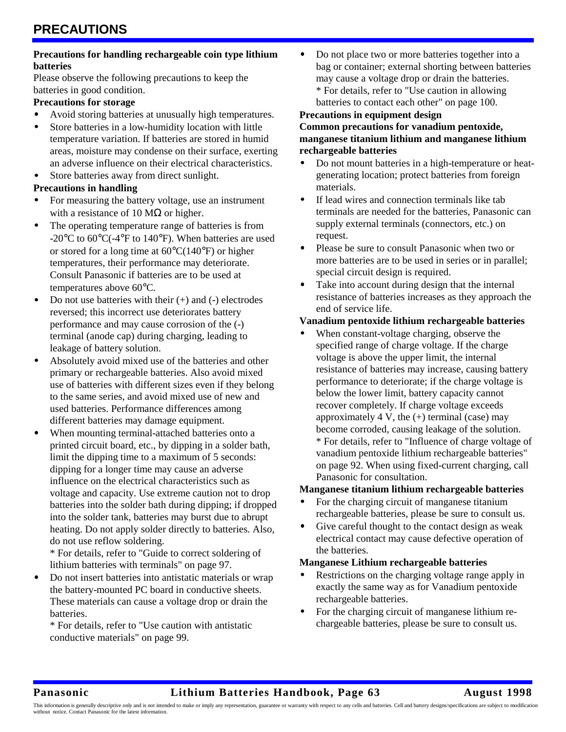# PRECAUTIONS

**Precautions for handling rechargeable coin type lithium batteries**

Please observe the following precautions to keep the batteries in good condition.

**Precautions for storage**

- Avoid storing batteries at unusually high temperatures.
- Store batteries in a low-humidity location with little temperature variation. If batteries are stored in humid areas, moisture may condense on their surface, exerting an adverse influence on their electrical characteristics.
- Store batteries away from direct sunlight.

**Precautions in handling**

- For measuring the battery voltage, use an instrument with a resistance of 10 MΩ or higher.
- The operating temperature range of batteries is from -20°C to 60°C(-4°F to 140°F). When batteries are used or stored for a long time at 60°C(140°F) or higher temperatures, their performance may deteriorate. Consult Panasonic if batteries are to be used at temperatures above 60°C.
- Do not use batteries with their (+) and (-) electrodes reversed; this incorrect use deteriorates battery performance and may cause corrosion of the (-) terminal (anode cap) during charging, leading to leakage of battery solution.
- Absolutely avoid mixed use of the batteries and other primary or rechargeable batteries. Also avoid mixed use of batteries with different sizes even if they belong to the same series, and avoid mixed use of new and used batteries. Performance differences among different batteries may damage equipment.
- When mounting terminal-attached batteries onto a printed circuit board, etc., by dipping in a solder bath, limit the dipping time to a maximum of 5 seconds: dipping for a longer time may cause an adverse influence on the electrical characteristics such as voltage and capacity. Use extreme caution not to drop batteries into the solder bath during dipping; if dropped into the solder tank, batteries may burst due to abrupt heating. Do not apply solder directly to batteries. Also, do not use reflow soldering.
  * For details, refer to "Guide to correct soldering of lithium batteries with terminals" on page 97.
- Do not insert batteries into antistatic materials or wrap the battery-mounted PC board in conductive sheets. These materials can cause a voltage drop or drain the batteries.
  * For details, refer to "Use caution with antistatic conductive materials" on page 99.
- Do not place two or more batteries together into a bag or container; external shorting between batteries may cause a voltage drop or drain the batteries.
  * For details, refer to "Use caution in allowing batteries to contact each other" on page 100.

**Precautions in equipment design**

**Common precautions for vanadium pentoxide, manganese titanium lithium and manganese lithium rechargeable batteries**

- Do not mount batteries in a high-temperature or heat-generating location; protect batteries from foreign materials.
- If lead wires and connection terminals like tab terminals are needed for the batteries, Panasonic can supply external terminals (connectors, etc.) on request.
- Please be sure to consult Panasonic when two or more batteries are to be used in series or in parallel; special circuit design is required.
- Take into account during design that the internal resistance of batteries increases as they approach the end of service life.

**Vanadium pentoxide lithium rechargeable batteries**

- When constant-voltage charging, observe the specified range of charge voltage. If the charge voltage is above the upper limit, the internal resistance of batteries may increase, causing battery performance to deteriorate; if the charge voltage is below the lower limit, battery capacity cannot recover completely. If charge voltage exceeds approximately 4 V, the (+) terminal (case) may become corroded, causing leakage of the solution.
  * For details, refer to "Influence of charge voltage of vanadium pentoxide lithium rechargeable batteries" on page 92. When using fixed-current charging, call Panasonic for consultation.

**Manganese titanium lithium rechargeable batteries**

- For the charging circuit of manganese titanium rechargeable batteries, please be sure to consult us.
- Give careful thought to the contact design as weak electrical contact may cause defective operation of the batteries.

**Manganese Lithium rechargeable batteries**

- Restrictions on the charging voltage range apply in exactly the same way as for Vanadium pentoxide rechargeable batteries.
- For the charging circuit of manganese lithium re-chargeable batteries, please be sure to consult us.